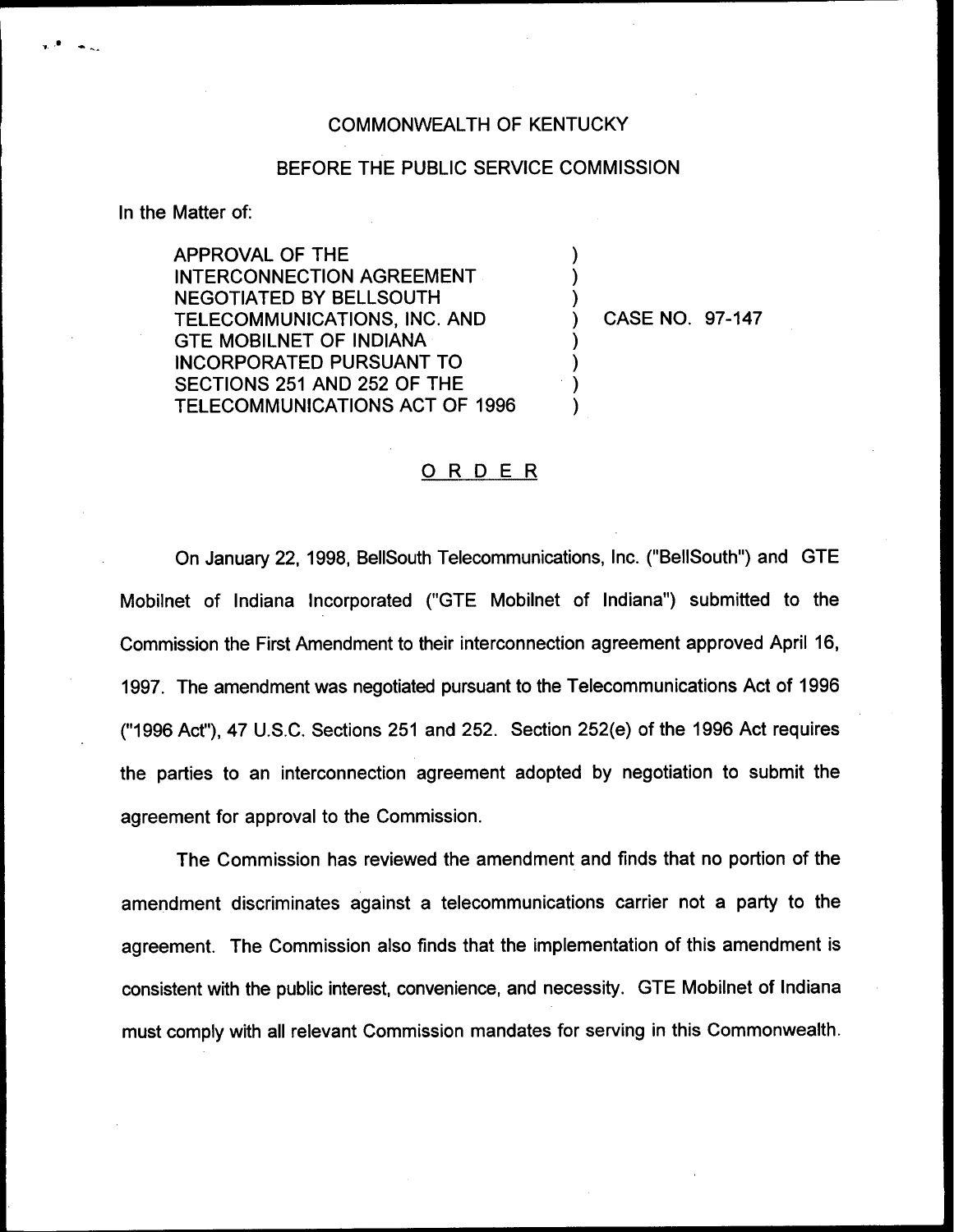COMMONWEALTH OF KENTUCKY

BEFORE THE PUBLIC SERVICE COMMISSION

In the Matter of:

APPROVAL OF THE INTERCONNECTION AGREEMENT NEGOTIATED BY BELLSOUTH TELECOMMUNICATIONS, INC. AND GTE MOBILNET OF INDIANA INCORPORATED PURSUANT TO SECTIONS 251 AND 252 OF THE TELECOMMUNICATIONS ACT OF 1996 ) CASE NO. 97-147

# O R D E R

On January 22, 1998, BellSouth Telecommunications, Inc. ("BellSouth") and GTE Mobilnet of Indiana Incorporated ("GTE Mobilnet of Indiana") submitted to the Commission the First Amendment to their interconnection agreement approved April 16, 1997. The amendment was negotiated pursuant to the Telecommunications Act of 1996 ("1996 Act"), 47 U.S.C. Sections 251 and 252. Section 252(e) of the 1996 Act requires the parties to an interconnection agreement adopted by negotiation to submit the agreement for approval to the Commission.

The Commission has reviewed the amendment and finds that no portion of the amendment discriminates against a telecommunications carrier not a party to the agreement. The Commission also finds that the implementation of this amendment is consistent with the public interest, convenience, and necessity. GTE Mobilnet of Indiana must comply with all relevant Commission mandates for serving in this Commonwealth.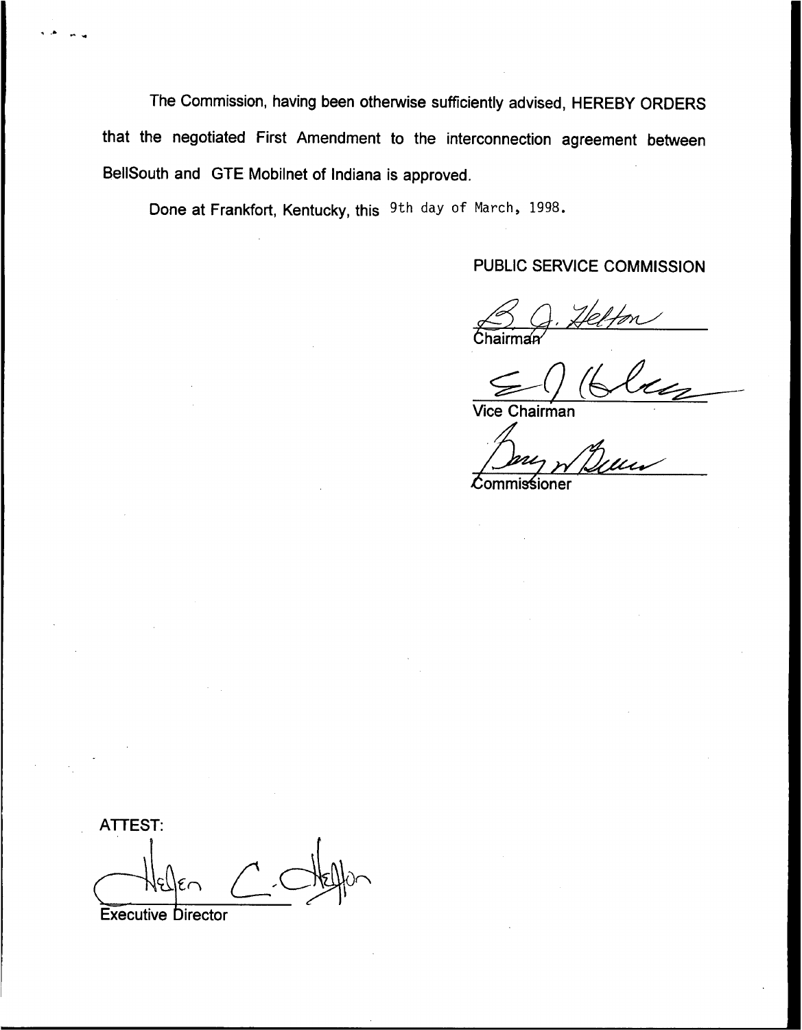The Commission, having been otherwise sufficiently advised, HEREBY ORDERS that the negotiated First Amendment to the interconnection agreement between BellSouth and GTE Mobilnet of Indiana is approved.

Done at Frankfort, Kentucky, this 9th day of March, 1998.

PUBLIC SERVICE COMMISSION

Chairman

Vice Chairman

Commissioner

ATTEST:

Executive Director